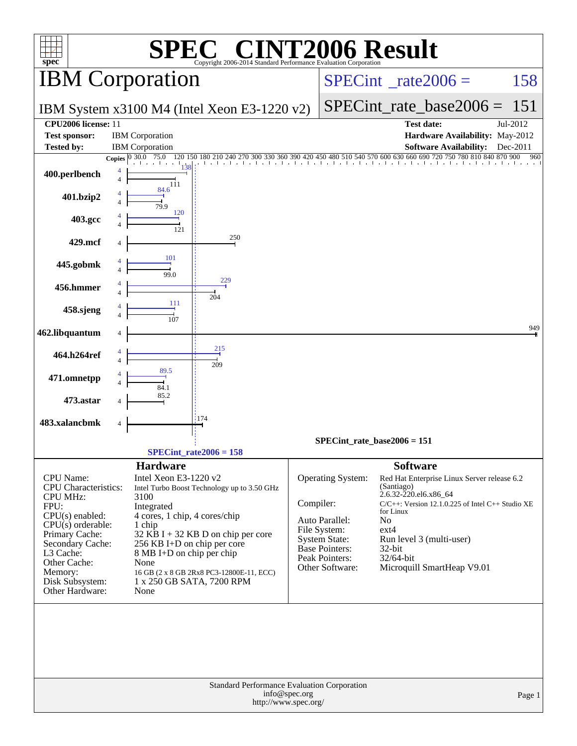# SPEC® CINT2006 Result

Copyright 2006-2014 Standard Performance Evaluation Corporation

## IBM Corporation

IBM System x3100 M4 (Intel Xeon E3-1220 v2)

SPECint_rate2006 = 158

SPECint_rate_base2006 = 151

| | | | |
|---|---|---|---|
| **CPU2006 license:** | 11 | **Test date:** | Jul-2012 |
| **Test sponsor:** | IBM Corporation | **Hardware Availability:** | May-2012 |
| **Tested by:** | IBM Corporation | **Software Availability:** | Dec-2011 |

| Benchmark | Copies | Peak | Base |
|---|---|---|---|
| 400.perlbench | 4 | 138 | 111 |
| 401.bzip2 | 4 | 84.6 | 79.9 |
| 403.gcc | 4 | 120 | 121 |
| 429.mcf | 4 | | 250 |
| 445.gobmk | 4 | 101 | 99.0 |
| 456.hmmer | 4 | 229 | 204 |
| 458.sjeng | 4 | 111 | 107 |
| 462.libquantum | 4 | | 949 |
| 464.h264ref | 4 | 215 | 209 |
| 471.omnetpp | 4 | 89.5 | 84.1 |
| 473.astar | 4 | | 85.2 |
| 483.xalancbmk | 4 | | 174 |

SPECint_rate_base2006 = 151

SPECint_rate2006 = 158

### Hardware

| | |
|---|---|
| CPU Name: | Intel Xeon E3-1220 v2 |
| CPU Characteristics: | Intel Turbo Boost Technology up to 3.50 GHz |
| CPU MHz: | 3100 |
| FPU: | Integrated |
| CPU(s) enabled: | 4 cores, 1 chip, 4 cores/chip |
| CPU(s) orderable: | 1 chip |
| Primary Cache: | 32 KB I + 32 KB D on chip per core |
| Secondary Cache: | 256 KB I+D on chip per core |
| L3 Cache: | 8 MB I+D on chip per chip |
| Other Cache: | None |
| Memory: | 16 GB (2 x 8 GB 2Rx8 PC3-12800E-11, ECC) |
| Disk Subsystem: | 1 x 250 GB SATA, 7200 RPM |
| Other Hardware: | None |

### Software

| | |
|---|---|
| Operating System: | Red Hat Enterprise Linux Server release 6.2 (Santiago) 2.6.32-220.el6.x86_64 |
| Compiler: | C/C++: Version 12.1.0.225 of Intel C++ Studio XE for Linux |
| Auto Parallel: | No |
| File System: | ext4 |
| System State: | Run level 3 (multi-user) |
| Base Pointers: | 32-bit |
| Peak Pointers: | 32/64-bit |
| Other Software: | Microquill SmartHeap V9.01 |

Standard Performance Evaluation Corporation
info@spec.org
http://www.spec.org/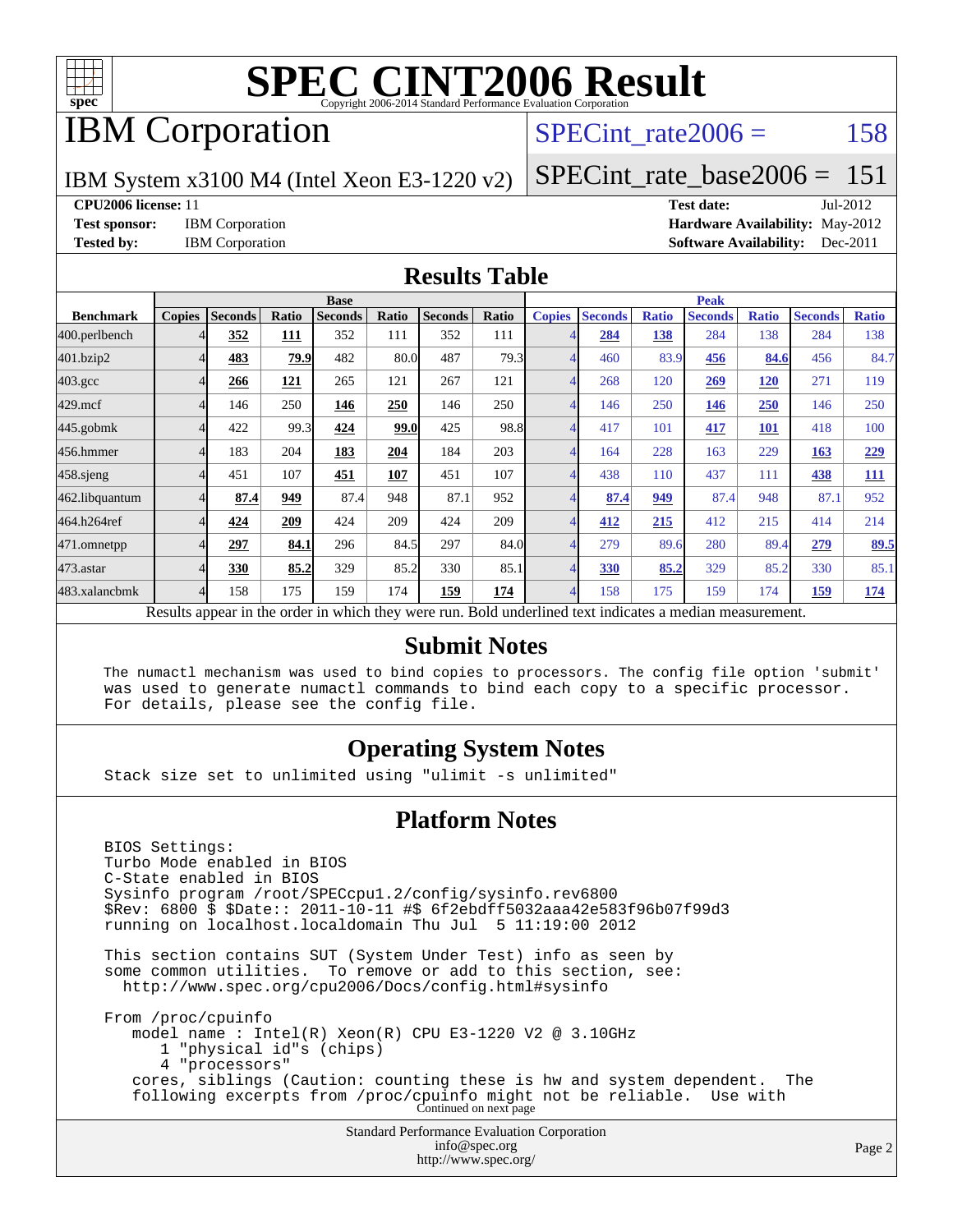# SPEC CINT2006 Result

Copyright 2006-2014 Standard Performance Evaluation Corporation

## IBM Corporation

IBM System x3100 M4 (Intel Xeon E3-1220 v2)

SPECint_rate2006 = 158

SPECint_rate_base2006 = 151

**CPU2006 license:** 11
**Test sponsor:** IBM Corporation
**Tested by:** IBM Corporation

**Test date:** Jul-2012
**Hardware Availability:** May-2012
**Software Availability:** Dec-2011

## Results Table

| Benchmark | Base | | | | | | | Peak | | | | | | |
|---|---|---|---|---|---|---|---|---|---|---|---|---|---|---|
| | Copies | Seconds | Ratio | Seconds | Ratio | Seconds | Ratio | Copies | Seconds | Ratio | Seconds | Ratio | Seconds | Ratio |
| 400.perlbench | 4 | **352** | **111** | 352 | 111 | 352 | 111 | 4 | **284** | **138** | 284 | 138 | 284 | 138 |
| 401.bzip2 | 4 | **483** | **79.9** | 482 | 80.0 | 487 | 79.3 | 4 | 460 | 83.9 | **456** | **84.6** | 456 | 84.7 |
| 403.gcc | 4 | **266** | **121** | 265 | 121 | 267 | 121 | 4 | 268 | 120 | **269** | **120** | 271 | 119 |
| 429.mcf | 4 | 146 | 250 | **146** | **250** | 146 | 250 | 4 | 146 | 250 | **146** | **250** | 146 | 250 |
| 445.gobmk | 4 | 422 | 99.3 | **424** | **99.0** | 425 | 98.8 | 4 | 417 | 101 | **417** | **101** | 418 | 100 |
| 456.hmmer | 4 | 183 | 204 | **183** | **204** | 184 | 203 | 4 | 164 | 228 | 163 | 229 | **163** | **229** |
| 458.sjeng | 4 | 451 | 107 | **451** | **107** | 451 | 107 | 4 | 438 | 110 | 437 | 111 | **438** | **111** |
| 462.libquantum | 4 | **87.4** | **949** | 87.4 | 948 | 87.1 | 952 | 4 | **87.4** | **949** | 87.4 | 948 | 87.1 | 952 |
| 464.h264ref | 4 | **424** | **209** | 424 | 209 | 424 | 209 | 4 | **412** | **215** | 412 | 215 | 414 | 214 |
| 471.omnetpp | 4 | **297** | **84.1** | 296 | 84.5 | 297 | 84.0 | 4 | 279 | 89.6 | 280 | 89.4 | **279** | **89.5** |
| 473.astar | 4 | **330** | **85.2** | 329 | 85.2 | 330 | 85.1 | 4 | **330** | **85.2** | 329 | 85.2 | 330 | 85.1 |
| 483.xalancbmk | 4 | 158 | 175 | 159 | 174 | **159** | **174** | 4 | 158 | 175 | 159 | 174 | **159** | **174** |

Results appear in the order in which they were run. Bold underlined text indicates a median measurement.

## Submit Notes

```
The numactl mechanism was used to bind copies to processors. The config file option 'submit'
was used to generate numactl commands to bind each copy to a specific processor.
For details, please see the config file.
```

## Operating System Notes

```
Stack size set to unlimited using "ulimit -s unlimited"
```

## Platform Notes

```
BIOS Settings:
Turbo Mode enabled in BIOS
C-State enabled in BIOS
Sysinfo program /root/SPECcpu1.2/config/sysinfo.rev6800
$Rev: 6800 $ $Date:: 2011-10-11 #$ 6f2ebdff5032aaa42e583f96b07f99d3
running on localhost.localdomain Thu Jul  5 11:19:00 2012

This section contains SUT (System Under Test) info as seen by
some common utilities.  To remove or add to this section, see:
  http://www.spec.org/cpu2006/Docs/config.html#sysinfo

From /proc/cpuinfo
   model name : Intel(R) Xeon(R) CPU E3-1220 V2 @ 3.10GHz
      1 "physical id"s (chips)
      4 "processors"
   cores, siblings (Caution: counting these is hw and system dependent.  The
   following excerpts from /proc/cpuinfo might not be reliable.  Use with
```

Continued on next page

Standard Performance Evaluation Corporation
info@spec.org
http://www.spec.org/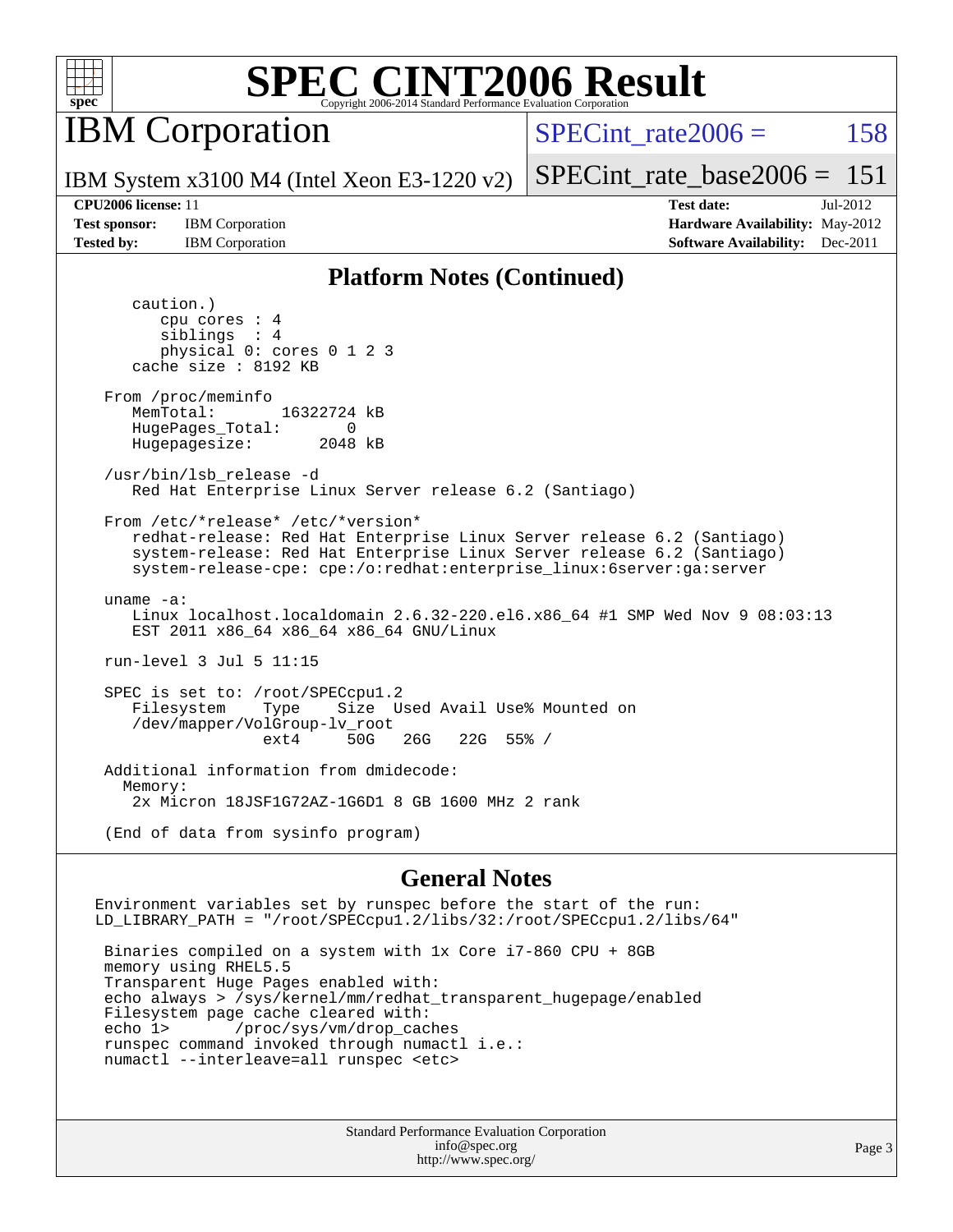# SPEC CINT2006 Result

## IBM Corporation

IBM System x3100 M4 (Intel Xeon E3-1220 v2)

SPECint_rate2006 = 158

SPECint_rate_base2006 = 151

**CPU2006 license:** 11
**Test sponsor:** IBM Corporation
**Tested by:** IBM Corporation

**Test date:** Jul-2012
**Hardware Availability:** May-2012
**Software Availability:** Dec-2011

### Platform Notes (Continued)

```
      caution.)
         cpu cores : 4
         siblings  : 4
         physical 0: cores 0 1 2 3
      cache size : 8192 KB

   From /proc/meminfo
      MemTotal:       16322724 kB
      HugePages_Total:       0
      Hugepagesize:       2048 kB

   /usr/bin/lsb_release -d
      Red Hat Enterprise Linux Server release 6.2 (Santiago)

   From /etc/*release* /etc/*version*
      redhat-release: Red Hat Enterprise Linux Server release 6.2 (Santiago)
      system-release: Red Hat Enterprise Linux Server release 6.2 (Santiago)
      system-release-cpe: cpe:/o:redhat:enterprise_linux:6server:ga:server

   uname -a:
      Linux localhost.localdomain 2.6.32-220.el6.x86_64 #1 SMP Wed Nov 9 08:03:13
      EST 2011 x86_64 x86_64 x86_64 GNU/Linux

   run-level 3 Jul 5 11:15

   SPEC is set to: /root/SPECcpu1.2
      Filesystem    Type    Size  Used Avail Use% Mounted on
      /dev/mapper/VolGroup-lv_root
                    ext4     50G   26G   22G  55% /

   Additional information from dmidecode:
     Memory:
      2x Micron 18JSF1G72AZ-1G6D1 8 GB 1600 MHz 2 rank

   (End of data from sysinfo program)
```

### General Notes

```
Environment variables set by runspec before the start of the run:
LD_LIBRARY_PATH = "/root/SPECcpu1.2/libs/32:/root/SPECcpu1.2/libs/64"

 Binaries compiled on a system with 1x Core i7-860 CPU + 8GB
 memory using RHEL5.5
 Transparent Huge Pages enabled with:
 echo always > /sys/kernel/mm/redhat_transparent_hugepage/enabled
 Filesystem page cache cleared with:
 echo 1>       /proc/sys/vm/drop_caches
 runspec command invoked through numactl i.e.:
 numactl --interleave=all runspec <etc>
```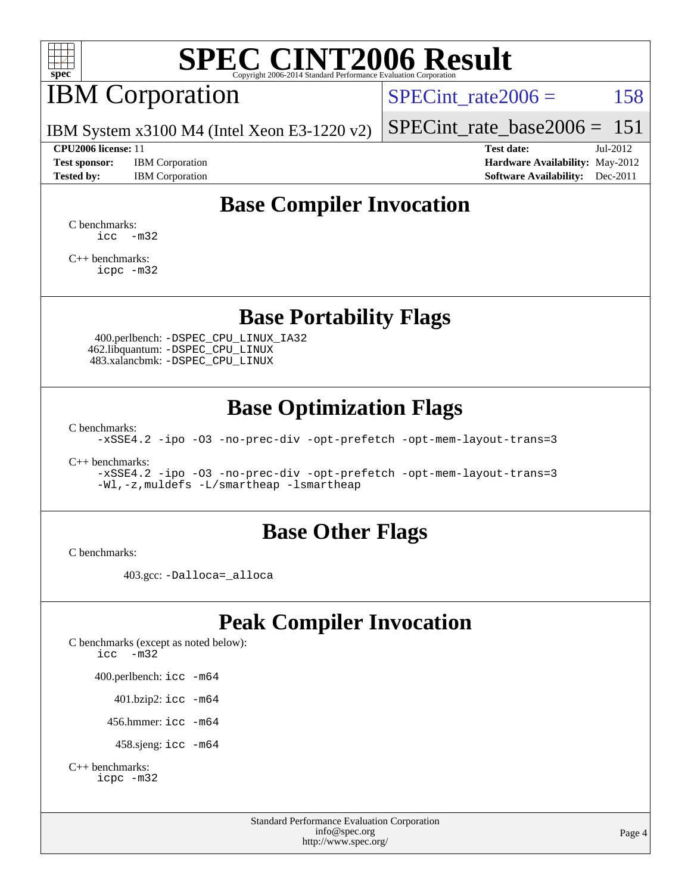# SPEC CINT2006 Result

Copyright 2006-2014 Standard Performance Evaluation Corporation

# IBM Corporation

IBM System x3100 M4 (Intel Xeon E3-1220 v2)

SPECint_rate2006 = 158

SPECint_rate_base2006 = 151

**CPU2006 license:** 11
**Test sponsor:** IBM Corporation
**Tested by:** IBM Corporation

**Test date:** Jul-2012
**Hardware Availability:** May-2012
**Software Availability:** Dec-2011

## Base Compiler Invocation

C benchmarks:
```
icc  -m32
```

C++ benchmarks:
```
icpc -m32
```

## Base Portability Flags

400.perlbench: `-DSPEC_CPU_LINUX_IA32`
462.libquantum: `-DSPEC_CPU_LINUX`
483.xalancbmk: `-DSPEC_CPU_LINUX`

## Base Optimization Flags

C benchmarks:
```
-xSSE4.2 -ipo -O3 -no-prec-div -opt-prefetch -opt-mem-layout-trans=3
```

C++ benchmarks:
```
-xSSE4.2 -ipo -O3 -no-prec-div -opt-prefetch -opt-mem-layout-trans=3
-Wl,-z,muldefs -L/smartheap -lsmartheap
```

## Base Other Flags

C benchmarks:

403.gcc: `-Dalloca=_alloca`

## Peak Compiler Invocation

C benchmarks (except as noted below):
```
icc  -m32
```

400.perlbench: `icc -m64`

401.bzip2: `icc -m64`

456.hmmer: `icc -m64`

458.sjeng: `icc -m64`

C++ benchmarks:
```
icpc -m32
```

Standard Performance Evaluation Corporation
info@spec.org
http://www.spec.org/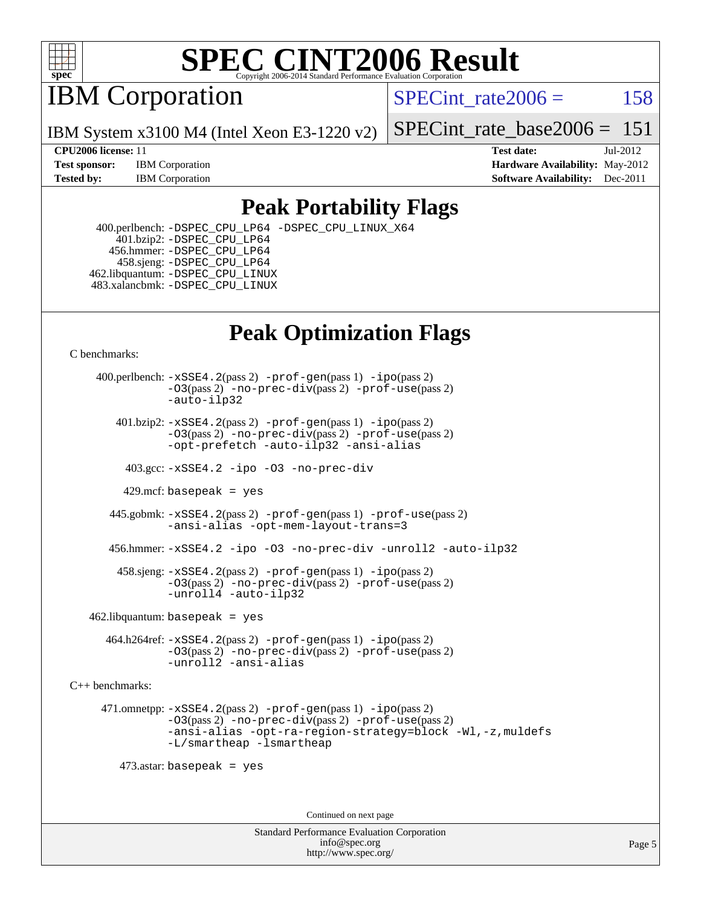# SPEC CINT2006 Result

Copyright 2006-2014 Standard Performance Evaluation Corporation

## IBM Corporation

IBM System x3100 M4 (Intel Xeon E3-1220 v2)

SPECint_rate2006 = 158

SPECint_rate_base2006 = 151

**CPU2006 license:** 11
**Test sponsor:** IBM Corporation
**Tested by:** IBM Corporation

**Test date:** Jul-2012
**Hardware Availability:** May-2012
**Software Availability:** Dec-2011

## Peak Portability Flags

400.perlbench: -DSPEC_CPU_LP64 -DSPEC_CPU_LINUX_X64
401.bzip2: -DSPEC_CPU_LP64
456.hmmer: -DSPEC_CPU_LP64
458.sjeng: -DSPEC_CPU_LP64
462.libquantum: -DSPEC_CPU_LINUX
483.xalancbmk: -DSPEC_CPU_LINUX

## Peak Optimization Flags

C benchmarks:

400.perlbench: -xSSE4.2(pass 2) -prof-gen(pass 1) -ipo(pass 2) -O3(pass 2) -no-prec-div(pass 2) -prof-use(pass 2) -auto-ilp32

401.bzip2: -xSSE4.2(pass 2) -prof-gen(pass 1) -ipo(pass 2) -O3(pass 2) -no-prec-div(pass 2) -prof-use(pass 2) -opt-prefetch -auto-ilp32 -ansi-alias

403.gcc: -xSSE4.2 -ipo -O3 -no-prec-div

429.mcf: basepeak = yes

445.gobmk: -xSSE4.2(pass 2) -prof-gen(pass 1) -prof-use(pass 2) -ansi-alias -opt-mem-layout-trans=3

456.hmmer: -xSSE4.2 -ipo -O3 -no-prec-div -unroll2 -auto-ilp32

458.sjeng: -xSSE4.2(pass 2) -prof-gen(pass 1) -ipo(pass 2) -O3(pass 2) -no-prec-div(pass 2) -prof-use(pass 2) -unroll4 -auto-ilp32

462.libquantum: basepeak = yes

464.h264ref: -xSSE4.2(pass 2) -prof-gen(pass 1) -ipo(pass 2) -O3(pass 2) -no-prec-div(pass 2) -prof-use(pass 2) -unroll2 -ansi-alias

C++ benchmarks:

471.omnetpp: -xSSE4.2(pass 2) -prof-gen(pass 1) -ipo(pass 2) -O3(pass 2) -no-prec-div(pass 2) -prof-use(pass 2) -ansi-alias -opt-ra-region-strategy=block -Wl,-z,muldefs -L/smartheap -lsmartheap

473.astar: basepeak = yes

Continued on next page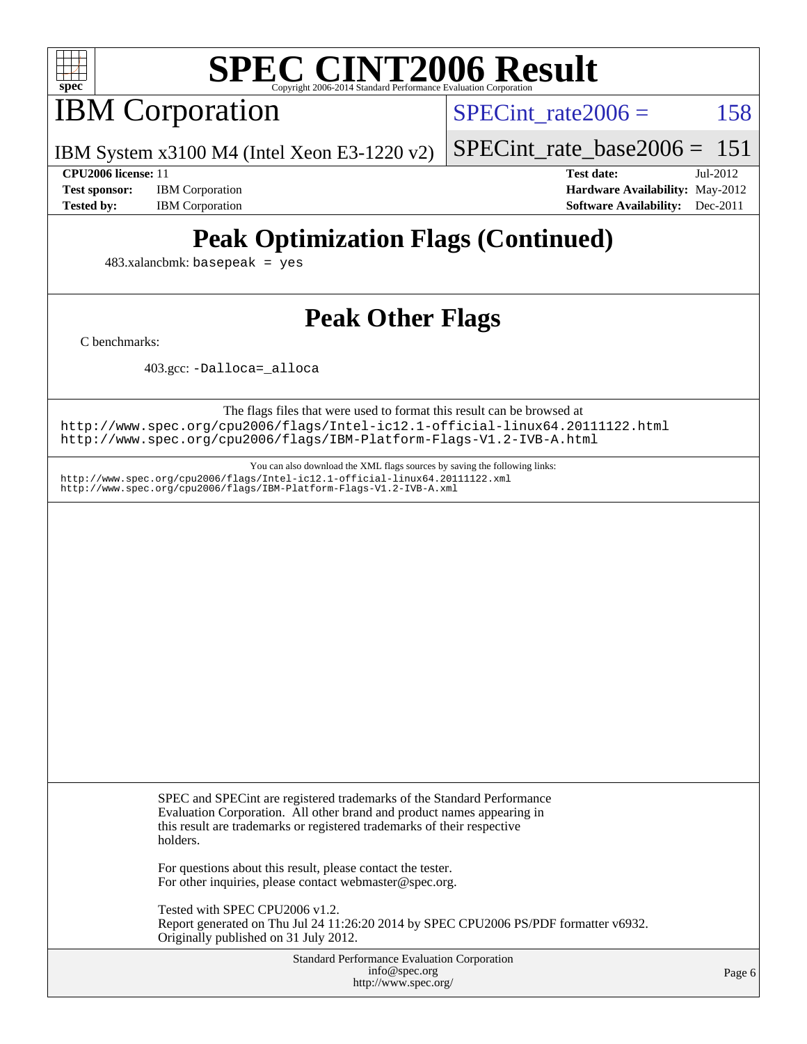# SPEC CINT2006 Result

Copyright 2006-2014 Standard Performance Evaluation Corporation

## IBM Corporation

IBM System x3100 M4 (Intel Xeon E3-1220 v2)

SPECint_rate2006 = 158

SPECint_rate_base2006 = 151

**CPU2006 license:** 11
**Test sponsor:** IBM Corporation
**Tested by:** IBM Corporation

**Test date:** Jul-2012
**Hardware Availability:** May-2012
**Software Availability:** Dec-2011

## Peak Optimization Flags (Continued)

483.xalancbmk: basepeak = yes

## Peak Other Flags

C benchmarks:

403.gcc: -Dalloca=_alloca

The flags files that were used to format this result can be browsed at
http://www.spec.org/cpu2006/flags/Intel-ic12.1-official-linux64.20111122.html
http://www.spec.org/cpu2006/flags/IBM-Platform-Flags-V1.2-IVB-A.html

You can also download the XML flags sources by saving the following links:
http://www.spec.org/cpu2006/flags/Intel-ic12.1-official-linux64.20111122.xml
http://www.spec.org/cpu2006/flags/IBM-Platform-Flags-V1.2-IVB-A.xml

SPEC and SPECint are registered trademarks of the Standard Performance Evaluation Corporation. All other brand and product names appearing in this result are trademarks or registered trademarks of their respective holders.

For questions about this result, please contact the tester.
For other inquiries, please contact webmaster@spec.org.

Tested with SPEC CPU2006 v1.2.
Report generated on Thu Jul 24 11:26:20 2014 by SPEC CPU2006 PS/PDF formatter v6932.
Originally published on 31 July 2012.

Standard Performance Evaluation Corporation
info@spec.org
http://www.spec.org/